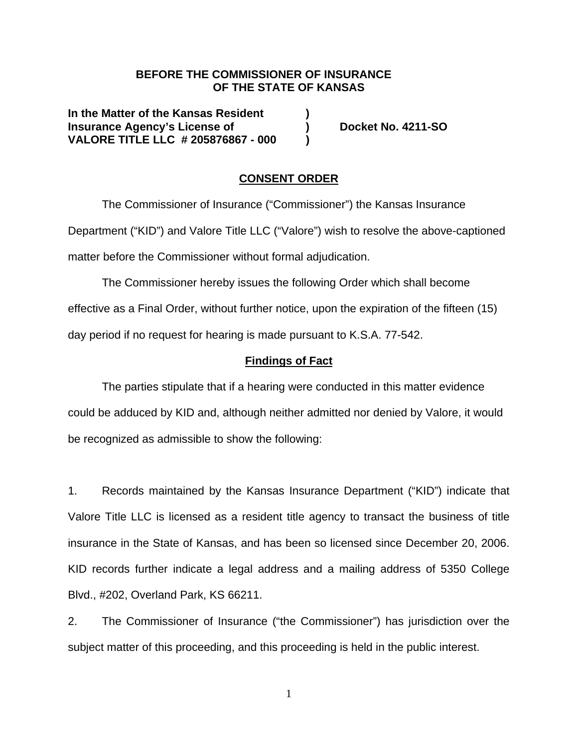**BEFORE THE COMMISSIONER OF INSURANCE**
**OF THE STATE OF KANSAS**

**In the Matter of the Kansas Resident )**
**Insurance Agency's License of ) Docket No. 4211-SO**
**VALORE TITLE LLC # 205876867 - 000 )**

## CONSENT ORDER

The Commissioner of Insurance ("Commissioner") the Kansas Insurance Department ("KID") and Valore Title LLC ("Valore") wish to resolve the above-captioned matter before the Commissioner without formal adjudication.

The Commissioner hereby issues the following Order which shall become effective as a Final Order, without further notice, upon the expiration of the fifteen (15) day period if no request for hearing is made pursuant to K.S.A. 77-542.

### Findings of Fact

The parties stipulate that if a hearing were conducted in this matter evidence could be adduced by KID and, although neither admitted nor denied by Valore, it would be recognized as admissible to show the following:

1. Records maintained by the Kansas Insurance Department ("KID") indicate that Valore Title LLC is licensed as a resident title agency to transact the business of title insurance in the State of Kansas, and has been so licensed since December 20, 2006. KID records further indicate a legal address and a mailing address of 5350 College Blvd., #202, Overland Park, KS 66211.

2. The Commissioner of Insurance ("the Commissioner") has jurisdiction over the subject matter of this proceeding, and this proceeding is held in the public interest.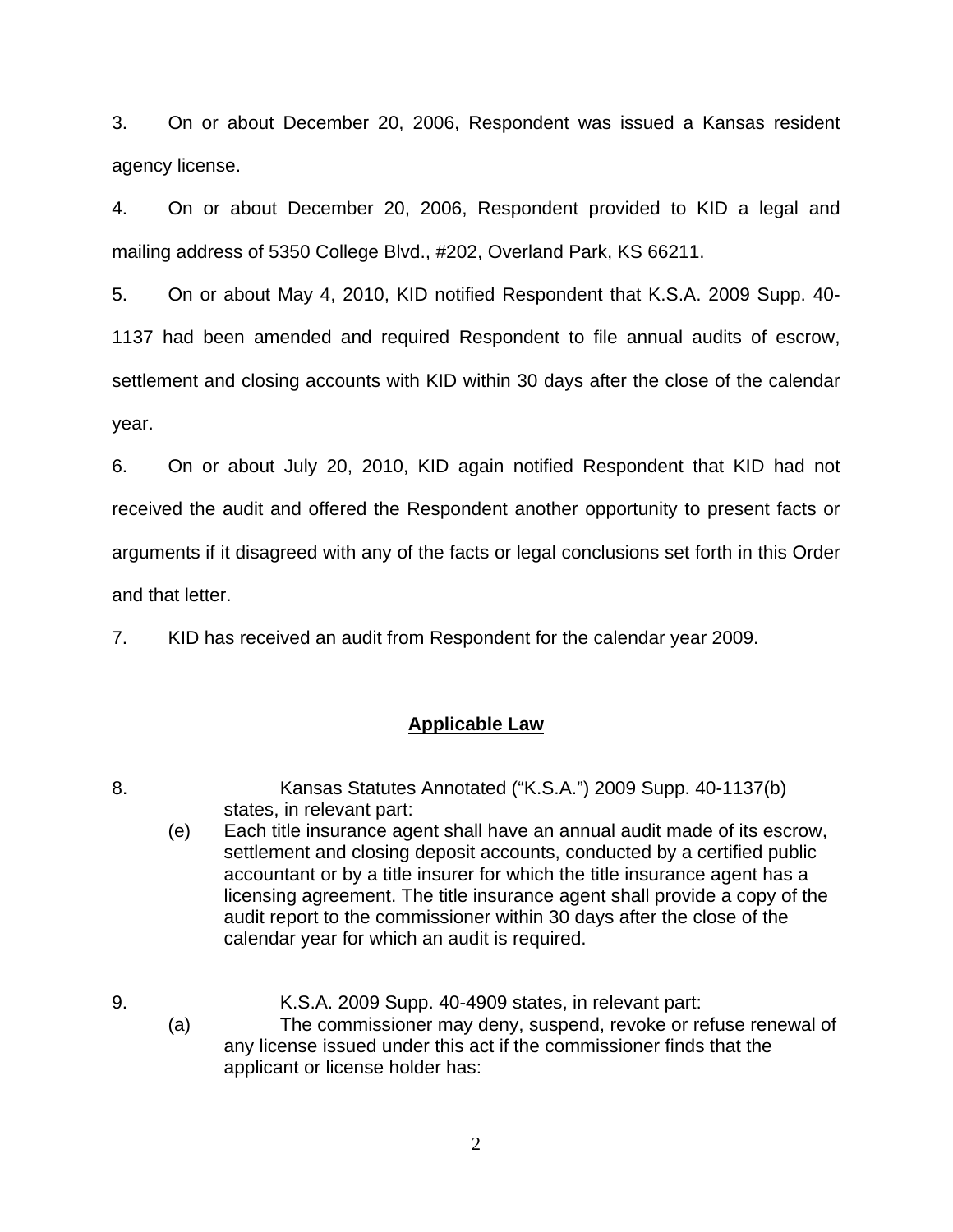3. On or about December 20, 2006, Respondent was issued a Kansas resident agency license.

4. On or about December 20, 2006, Respondent provided to KID a legal and mailing address of 5350 College Blvd., #202, Overland Park, KS 66211.

5. On or about May 4, 2010, KID notified Respondent that K.S.A. 2009 Supp. 40-1137 had been amended and required Respondent to file annual audits of escrow, settlement and closing accounts with KID within 30 days after the close of the calendar year.

6. On or about July 20, 2010, KID again notified Respondent that KID had not received the audit and offered the Respondent another opportunity to present facts or arguments if it disagreed with any of the facts or legal conclusions set forth in this Order and that letter.

7. KID has received an audit from Respondent for the calendar year 2009.

## Applicable Law

8. Kansas Statutes Annotated ("K.S.A.") 2009 Supp. 40-1137(b) states, in relevant part:

   (e) Each title insurance agent shall have an annual audit made of its escrow, settlement and closing deposit accounts, conducted by a certified public accountant or by a title insurer for which the title insurance agent has a licensing agreement. The title insurance agent shall provide a copy of the audit report to the commissioner within 30 days after the close of the calendar year for which an audit is required.

9. K.S.A. 2009 Supp. 40-4909 states, in relevant part:

   (a) The commissioner may deny, suspend, revoke or refuse renewal of any license issued under this act if the commissioner finds that the applicant or license holder has: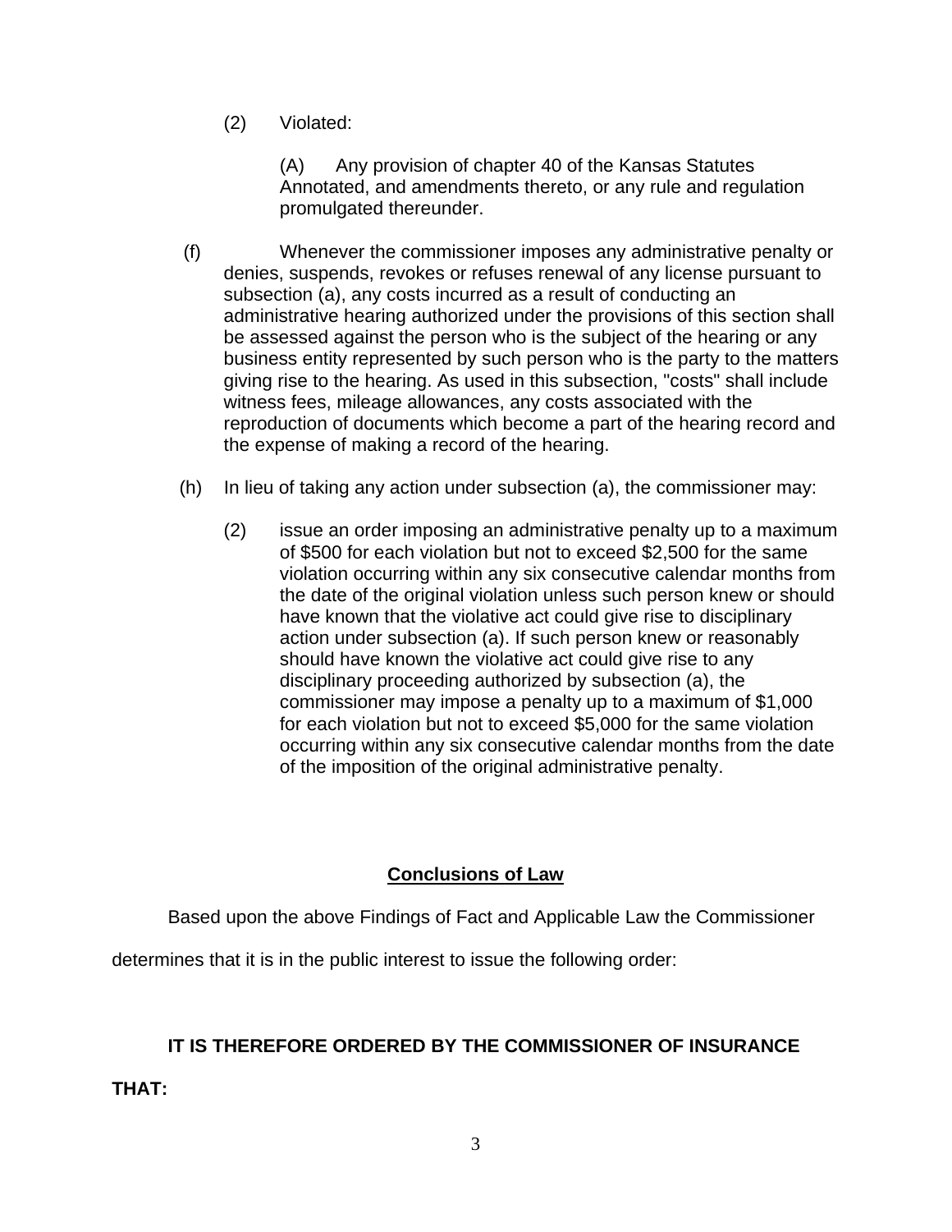(2) Violated:

(A) Any provision of chapter 40 of the Kansas Statutes Annotated, and amendments thereto, or any rule and regulation promulgated thereunder.

(f) Whenever the commissioner imposes any administrative penalty or denies, suspends, revokes or refuses renewal of any license pursuant to subsection (a), any costs incurred as a result of conducting an administrative hearing authorized under the provisions of this section shall be assessed against the person who is the subject of the hearing or any business entity represented by such person who is the party to the matters giving rise to the hearing. As used in this subsection, "costs" shall include witness fees, mileage allowances, any costs associated with the reproduction of documents which become a part of the hearing record and the expense of making a record of the hearing.

(h) In lieu of taking any action under subsection (a), the commissioner may:

(2) issue an order imposing an administrative penalty up to a maximum of $500 for each violation but not to exceed $2,500 for the same violation occurring within any six consecutive calendar months from the date of the original violation unless such person knew or should have known that the violative act could give rise to disciplinary action under subsection (a). If such person knew or reasonably should have known the violative act could give rise to any disciplinary proceeding authorized by subsection (a), the commissioner may impose a penalty up to a maximum of $1,000 for each violation but not to exceed $5,000 for the same violation occurring within any six consecutive calendar months from the date of the imposition of the original administrative penalty.

## Conclusions of Law

Based upon the above Findings of Fact and Applicable Law the Commissioner determines that it is in the public interest to issue the following order:

**IT IS THEREFORE ORDERED BY THE COMMISSIONER OF INSURANCE THAT:**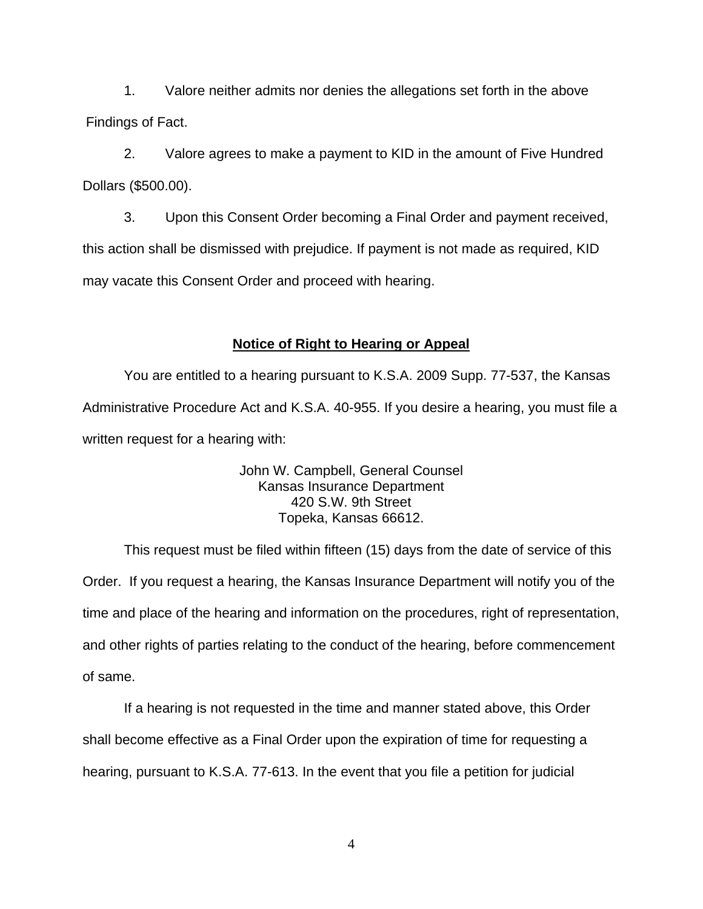1. Valore neither admits nor denies the allegations set forth in the above Findings of Fact.

2. Valore agrees to make a payment to KID in the amount of Five Hundred Dollars ($500.00).

3. Upon this Consent Order becoming a Final Order and payment received, this action shall be dismissed with prejudice. If payment is not made as required, KID may vacate this Consent Order and proceed with hearing.

## Notice of Right to Hearing or Appeal

You are entitled to a hearing pursuant to K.S.A. 2009 Supp. 77-537, the Kansas Administrative Procedure Act and K.S.A. 40-955. If you desire a hearing, you must file a written request for a hearing with:

John W. Campbell, General Counsel
Kansas Insurance Department
420 S.W. 9th Street
Topeka, Kansas 66612.

This request must be filed within fifteen (15) days from the date of service of this Order. If you request a hearing, the Kansas Insurance Department will notify you of the time and place of the hearing and information on the procedures, right of representation, and other rights of parties relating to the conduct of the hearing, before commencement of same.

If a hearing is not requested in the time and manner stated above, this Order shall become effective as a Final Order upon the expiration of time for requesting a hearing, pursuant to K.S.A. 77-613. In the event that you file a petition for judicial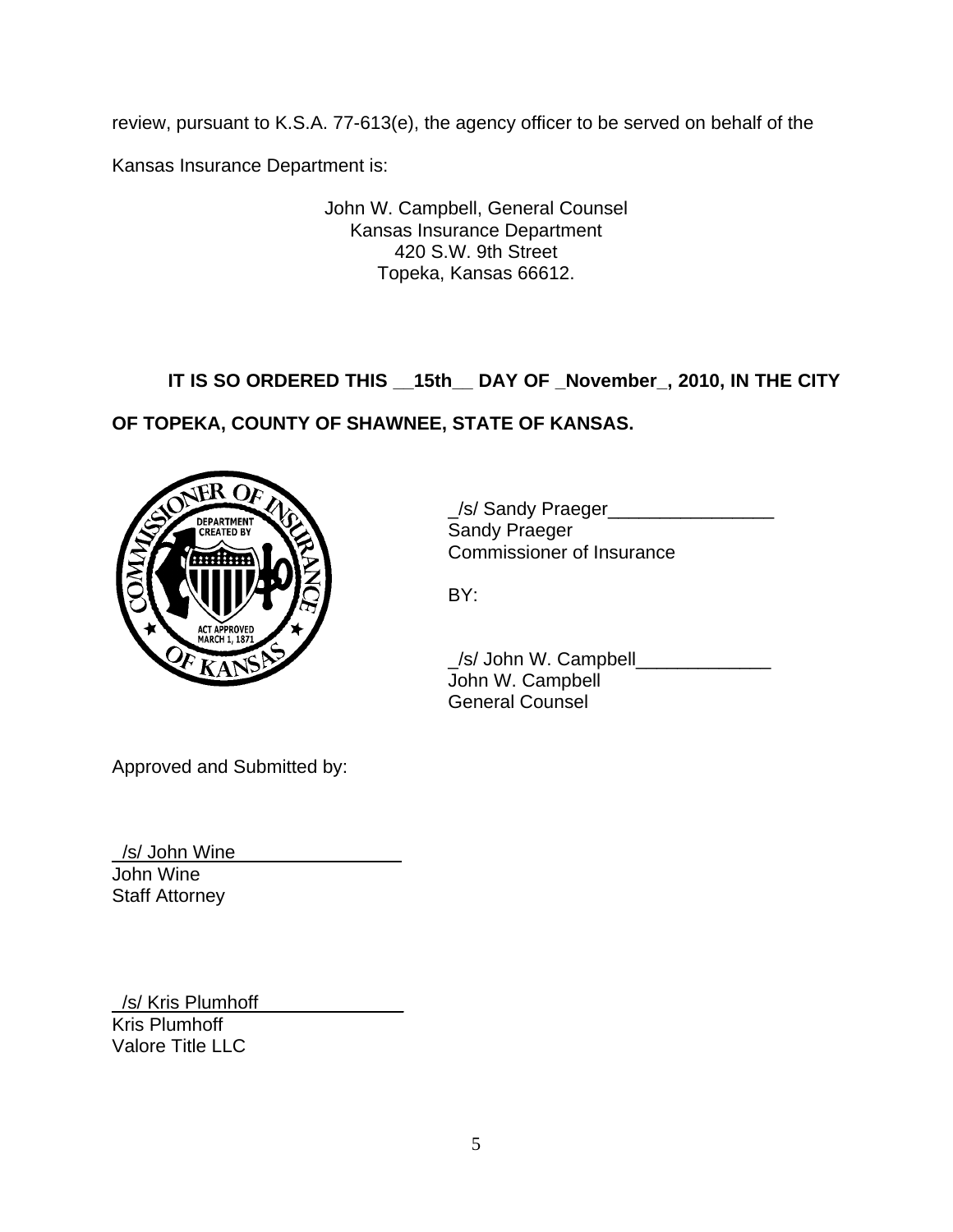review, pursuant to K.S.A. 77-613(e), the agency officer to be served on behalf of the Kansas Insurance Department is:

John W. Campbell, General Counsel
Kansas Insurance Department
420 S.W. 9th Street
Topeka, Kansas 66612.

**IT IS SO ORDERED THIS __15th__ DAY OF _November_, 2010, IN THE CITY OF TOPEKA, COUNTY OF SHAWNEE, STATE OF KANSAS.**

_/s/ Sandy Praeger________________
Sandy Praeger
Commissioner of Insurance

BY:

_/s/ John W. Campbell_____________
John W. Campbell
General Counsel

Approved and Submitted by:

_/s/ John Wine________________
John Wine
Staff Attorney

_/s/ Kris Plumhoff______________
Kris Plumhoff
Valore Title LLC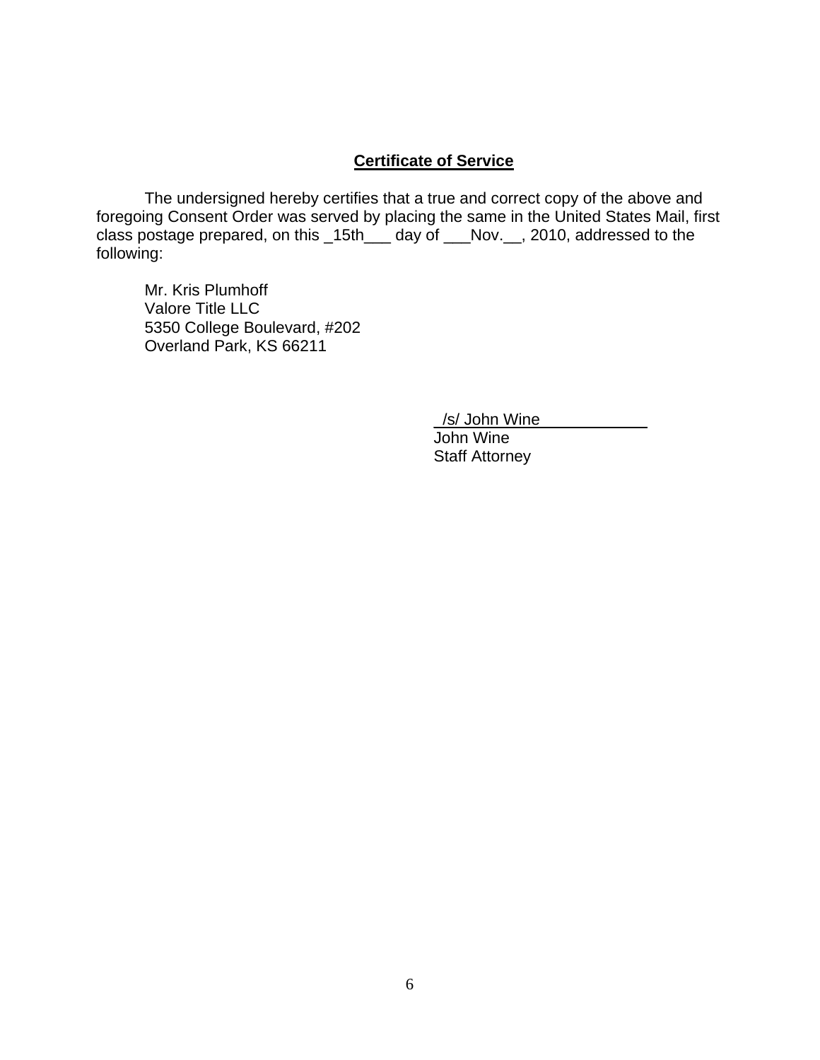**Certificate of Service**

The undersigned hereby certifies that a true and correct copy of the above and foregoing Consent Order was served by placing the same in the United States Mail, first class postage prepared, on this _15th___ day of ___Nov.__, 2010, addressed to the following:

Mr. Kris Plumhoff
Valore Title LLC
5350 College Boulevard, #202
Overland Park, KS 66211

_/s/ John Wine____________
John Wine
Staff Attorney